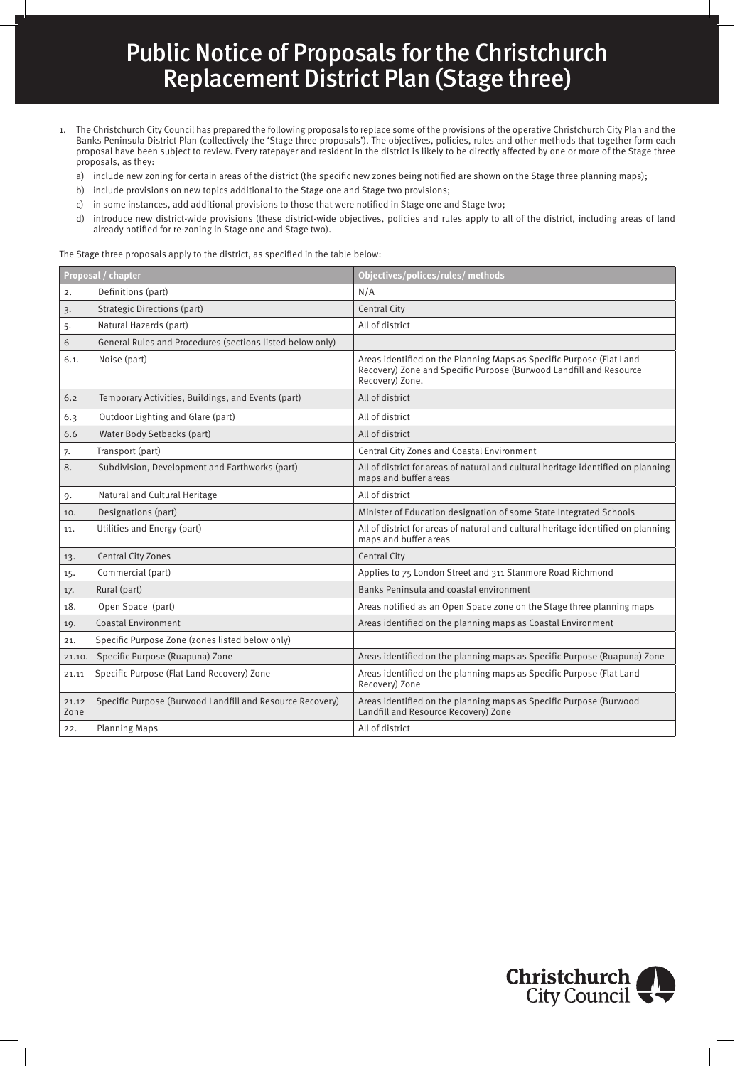# Public Notice of Proposals for the Christchurch Replacement District Plan (Stage three)

1. The Christchurch City Council has prepared the following proposals to replace some of the provisions of the operative Christchurch City Plan and the Banks Peninsula District Plan (collectively the 'Stage three proposals'). The objectives, policies, rules and other methods that together form each proposal have been subject to review. Every ratepayer and resident in the district is likely to be directly affected by one or more of the Stage three proposals, as they:
   a) include new zoning for certain areas of the district (the specific new zones being notified are shown on the Stage three planning maps);
   b) include provisions on new topics additional to the Stage one and Stage two provisions;
   c) in some instances, add additional provisions to those that were notified in Stage one and Stage two;
   d) introduce new district-wide provisions (these district-wide objectives, policies and rules apply to all of the district, including areas of land already notified for re-zoning in Stage one and Stage two).

The Stage three proposals apply to the district, as specified in the table below:

| Proposal / chapter | | Objectives/polices/rules/ methods |
|---|---|---|
| 2. | Definitions (part) | N/A |
| 3. | Strategic Directions (part) | Central City |
| 5. | Natural Hazards (part) | All of district |
| 6 | General Rules and Procedures (sections listed below only) | |
| 6.1. | Noise (part) | Areas identified on the Planning Maps as Specific Purpose (Flat Land Recovery) Zone and Specific Purpose (Burwood Landfill and Resource Recovery) Zone. |
| 6.2 | Temporary Activities, Buildings, and Events (part) | All of district |
| 6.3 | Outdoor Lighting and Glare (part) | All of district |
| 6.6 | Water Body Setbacks (part) | All of district |
| 7. | Transport (part) | Central City Zones and Coastal Environment |
| 8. | Subdivision, Development and Earthworks (part) | All of district for areas of natural and cultural heritage identified on planning maps and buffer areas |
| 9. | Natural and Cultural Heritage | All of district |
| 10. | Designations (part) | Minister of Education designation of some State Integrated Schools |
| 11. | Utilities and Energy (part) | All of district for areas of natural and cultural heritage identified on planning maps and buffer areas |
| 13. | Central City Zones | Central City |
| 15. | Commercial (part) | Applies to 75 London Street and 311 Stanmore Road Richmond |
| 17. | Rural (part) | Banks Peninsula and coastal environment |
| 18. | Open Space (part) | Areas notified as an Open Space zone on the Stage three planning maps |
| 19. | Coastal Environment | Areas identified on the planning maps as Coastal Environment |
| 21. | Specific Purpose Zone (zones listed below only) | |
| 21.10. | Specific Purpose (Ruapuna) Zone | Areas identified on the planning maps as Specific Purpose (Ruapuna) Zone |
| 21.11 | Specific Purpose (Flat Land Recovery) Zone | Areas identified on the planning maps as Specific Purpose (Flat Land Recovery) Zone |
| 21.12 Zone | Specific Purpose (Burwood Landfill and Resource Recovery) | Areas identified on the planning maps as Specific Purpose (Burwood Landfill and Resource Recovery) Zone |
| 22. | Planning Maps | All of district |

Christchurch City Council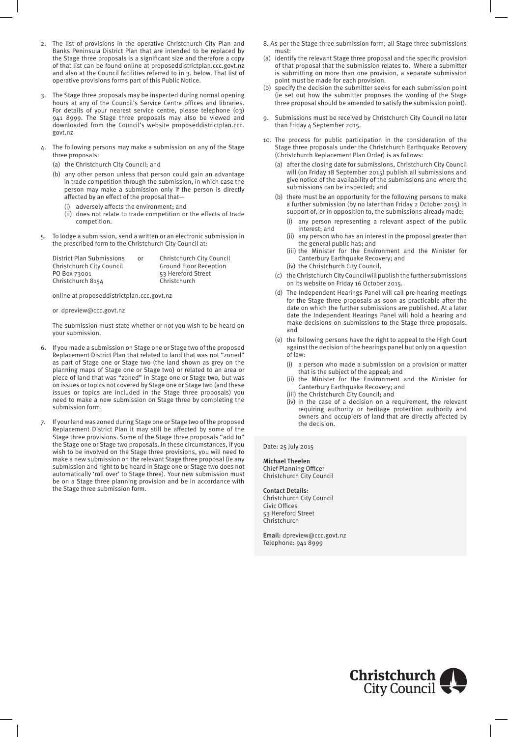2. The list of provisions in the operative Christchurch City Plan and Banks Peninsula District Plan that are intended to be replaced by the Stage three proposals is a significant size and therefore a copy of that list can be found online at proposeddistrictplan.ccc.govt.nz and also at the Council facilities referred to in 3. below. That list of operative provisions forms part of this Public Notice.

3. The Stage three proposals may be inspected during normal opening hours at any of the Council's Service Centre offices and libraries. For details of your nearest service centre, please telephone (03) 941 8999. The Stage three proposals may also be viewed and downloaded from the Council's website proposeddistrictplan.ccc.govt.nz

4. The following persons may make a submission on any of the Stage three proposals:
   - (a) the Christchurch City Council; and
   - (b) any other person unless that person could gain an advantage in trade competition through the submission, in which case the person may make a submission only if the person is directly affected by an effect of the proposal that—
     - (i) adversely affects the environment; and
     - (ii) does not relate to trade competition or the effects of trade competition.

5. To lodge a submission, send a written or an electronic submission in the prescribed form to the Christchurch City Council at:

   District Plan Submissions
   Christchurch City Council
   PO Box 73001
   Christchurch 8154

   or

   Christchurch City Council
   Ground Floor Reception
   53 Hereford Street
   Christchurch

   online at proposeddistrictplan.ccc.govt.nz

   or dpreview@ccc.govt.nz

   The submission must state whether or not you wish to be heard on your submission.

6. If you made a submission on Stage one or Stage two of the proposed Replacement District Plan that related to land that was not "zoned" as part of Stage one or Stage two (the land shown as grey on the planning maps of Stage one or Stage two) or related to an area or piece of land that was "zoned" in Stage one or Stage two, but was on issues or topics not covered by Stage one or Stage two (and these issues or topics are included in the Stage three proposals) you need to make a new submission on Stage three by completing the submission form.

7. If your land was zoned during Stage one or Stage two of the proposed Replacement District Plan it may still be affected by some of the Stage three provisions. Some of the Stage three proposals "add to" the Stage one or Stage two proposals. In these circumstances, if you wish to be involved on the Stage three provisions, you will need to make a new submission on the relevant Stage three proposal (ie any submission and right to be heard in Stage one or Stage two does not automatically 'roll over' to Stage three). Your new submission must be on a Stage three planning provision and be in accordance with the Stage three submission form.

8. As per the Stage three submission form, all Stage three submissions must:
   - (a) identify the relevant Stage three proposal and the specific provision of that proposal that the submission relates to. Where a submitter is submitting on more than one provision, a separate submission point must be made for each provision.
   - (b) specify the decision the submitter seeks for each submission point (ie set out how the submitter proposes the wording of the Stage three proposal should be amended to satisfy the submission point).

9. Submissions must be received by Christchurch City Council no later than Friday 4 September 2015.

10. The process for public participation in the consideration of the Stage three proposals under the Christchurch Earthquake Recovery (Christchurch Replacement Plan Order) is as follows:
    - (a) after the closing date for submissions, Christchurch City Council will (on Friday 18 September 2015) publish all submissions and give notice of the availability of the submissions and where the submissions can be inspected; and
    - (b) there must be an opportunity for the following persons to make a further submission (by no later than Friday 2 October 2015) in support of, or in opposition to, the submissions already made:
      - (i) any person representing a relevant aspect of the public interest; and
      - (ii) any person who has an interest in the proposal greater than the general public has; and
      - (iii) the Minister for the Environment and the Minister for Canterbury Earthquake Recovery; and
      - (iv) the Christchurch City Council.
    - (c) the Christchurch City Council will publish the further submissions on its website on Friday 16 October 2015.
    - (d) The Independent Hearings Panel will call pre-hearing meetings for the Stage three proposals as soon as practicable after the date on which the further submissions are published. At a later date the Independent Hearings Panel will hold a hearing and make decisions on submissions to the Stage three proposals. and
    - (e) the following persons have the right to appeal to the High Court against the decision of the hearings panel but only on a question of law:
      - (i) a person who made a submission on a provision or matter that is the subject of the appeal; and
      - (ii) the Minister for the Environment and the Minister for Canterbury Earthquake Recovery; and
      - (iii) the Christchurch City Council; and
      - (iv) in the case of a decision on a requirement, the relevant requiring authority or heritage protection authority and owners and occupiers of land that are directly affected by the decision.

Date: 25 July 2015

**Michael Theelen**
Chief Planning Officer
Christchurch City Council

**Contact Details:**
Christchurch City Council
Civic Offices
53 Hereford Street
Christchurch

**Email:** dpreview@ccc.govt.nz
Telephone: 941 8999

Christchurch City Council